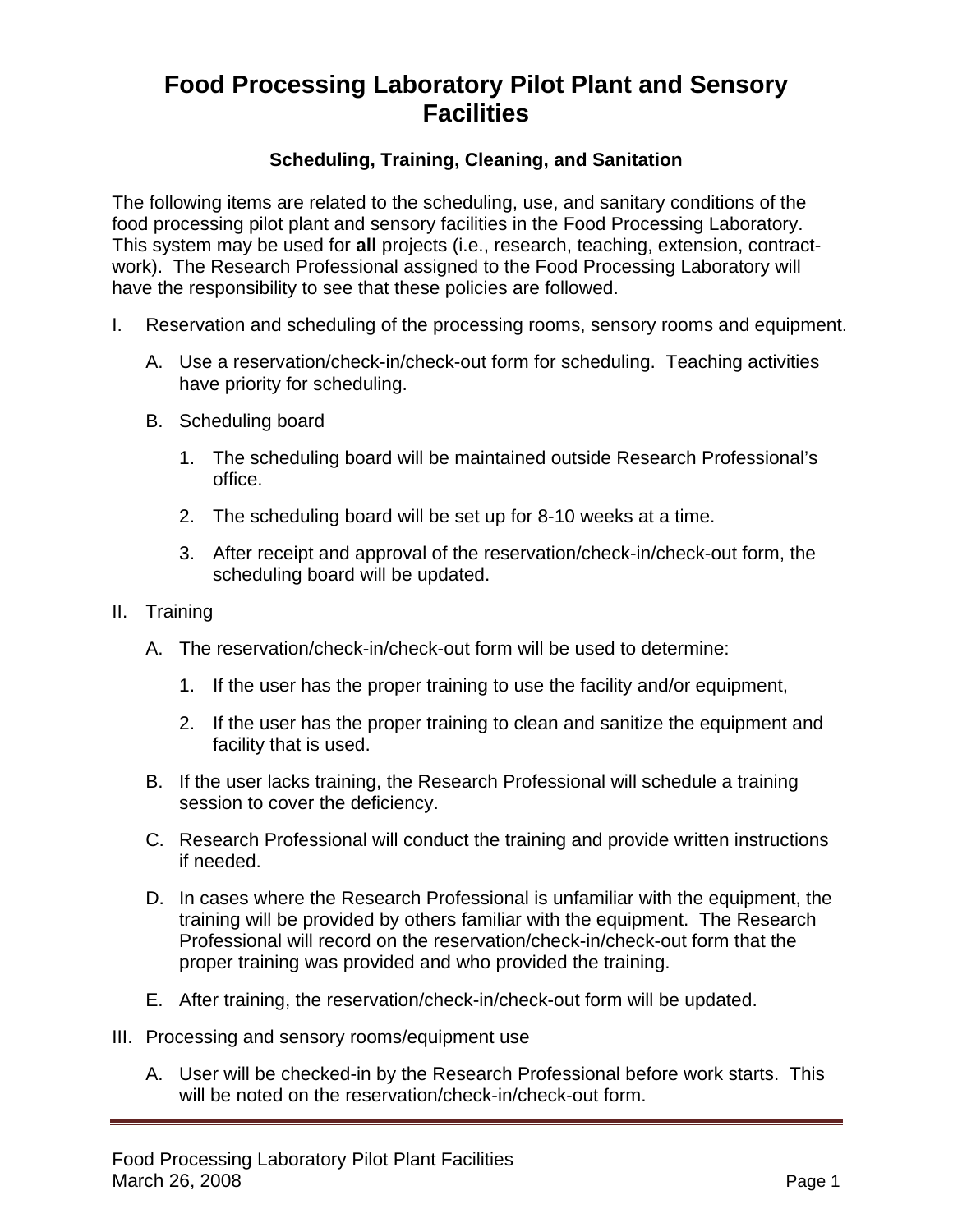# Food Processing Laboratory Pilot Plant and Sensory Facilities

### Scheduling, Training, Cleaning, and Sanitation

The following items are related to the scheduling, use, and sanitary conditions of the food processing pilot plant and sensory facilities in the Food Processing Laboratory. This system may be used for **all** projects (i.e., research, teaching, extension, contract-work). The Research Professional assigned to the Food Processing Laboratory will have the responsibility to see that these policies are followed.

I. Reservation and scheduling of the processing rooms, sensory rooms and equipment.

   A. Use a reservation/check-in/check-out form for scheduling. Teaching activities have priority for scheduling.

   B. Scheduling board

      1. The scheduling board will be maintained outside Research Professional's office.

      2. The scheduling board will be set up for 8-10 weeks at a time.

      3. After receipt and approval of the reservation/check-in/check-out form, the scheduling board will be updated.

II. Training

   A. The reservation/check-in/check-out form will be used to determine:

      1. If the user has the proper training to use the facility and/or equipment,

      2. If the user has the proper training to clean and sanitize the equipment and facility that is used.

   B. If the user lacks training, the Research Professional will schedule a training session to cover the deficiency.

   C. Research Professional will conduct the training and provide written instructions if needed.

   D. In cases where the Research Professional is unfamiliar with the equipment, the training will be provided by others familiar with the equipment. The Research Professional will record on the reservation/check-in/check-out form that the proper training was provided and who provided the training.

   E. After training, the reservation/check-in/check-out form will be updated.

III. Processing and sensory rooms/equipment use

   A. User will be checked-in by the Research Professional before work starts. This will be noted on the reservation/check-in/check-out form.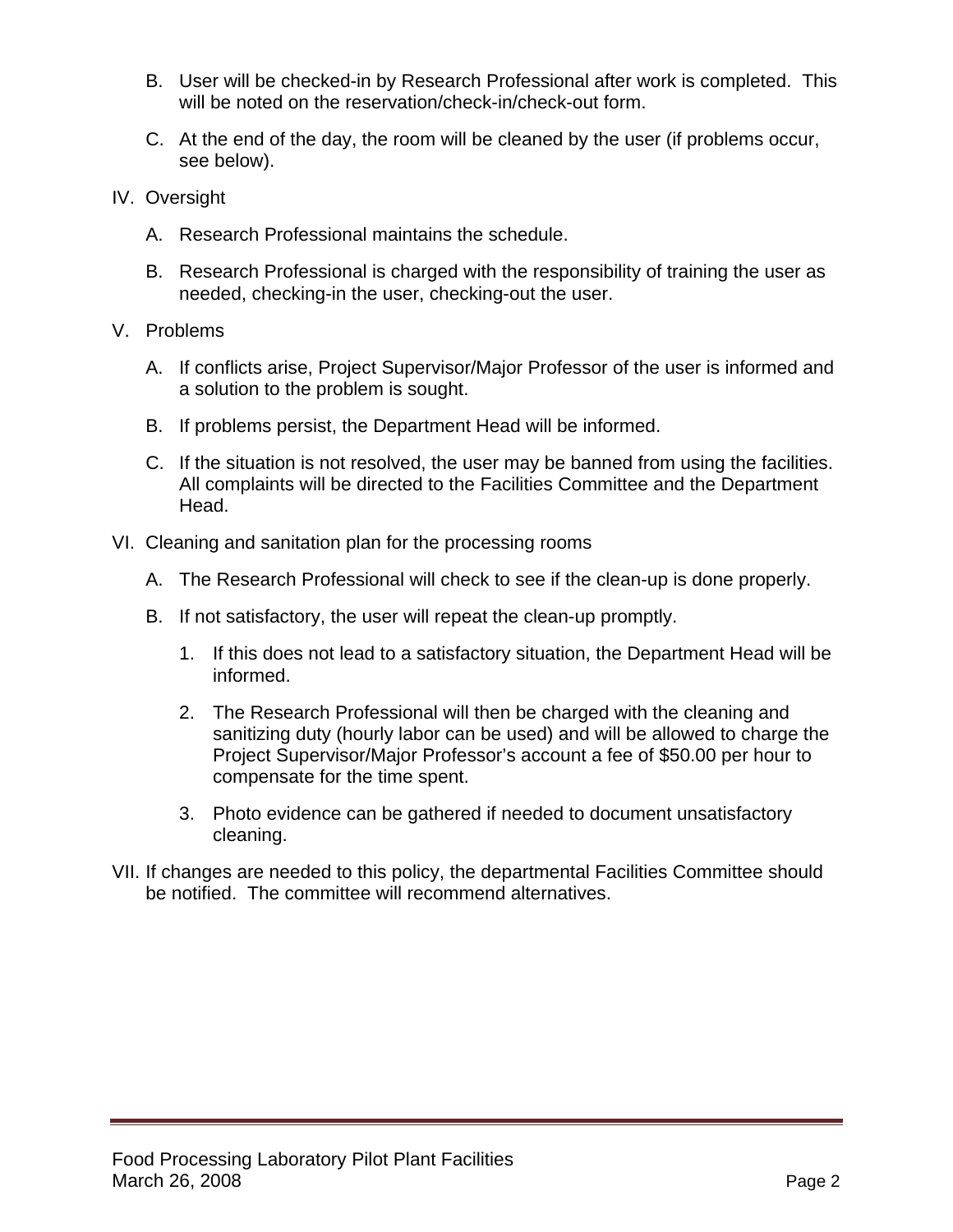B. User will be checked-in by Research Professional after work is completed. This will be noted on the reservation/check-in/check-out form.

C. At the end of the day, the room will be cleaned by the user (if problems occur, see below).

IV. Oversight

A. Research Professional maintains the schedule.

B. Research Professional is charged with the responsibility of training the user as needed, checking-in the user, checking-out the user.

V. Problems

A. If conflicts arise, Project Supervisor/Major Professor of the user is informed and a solution to the problem is sought.

B. If problems persist, the Department Head will be informed.

C. If the situation is not resolved, the user may be banned from using the facilities. All complaints will be directed to the Facilities Committee and the Department Head.

VI. Cleaning and sanitation plan for the processing rooms

A. The Research Professional will check to see if the clean-up is done properly.

B. If not satisfactory, the user will repeat the clean-up promptly.

1. If this does not lead to a satisfactory situation, the Department Head will be informed.
2. The Research Professional will then be charged with the cleaning and sanitizing duty (hourly labor can be used) and will be allowed to charge the Project Supervisor/Major Professor's account a fee of $50.00 per hour to compensate for the time spent.
3. Photo evidence can be gathered if needed to document unsatisfactory cleaning.

VII. If changes are needed to this policy, the departmental Facilities Committee should be notified. The committee will recommend alternatives.